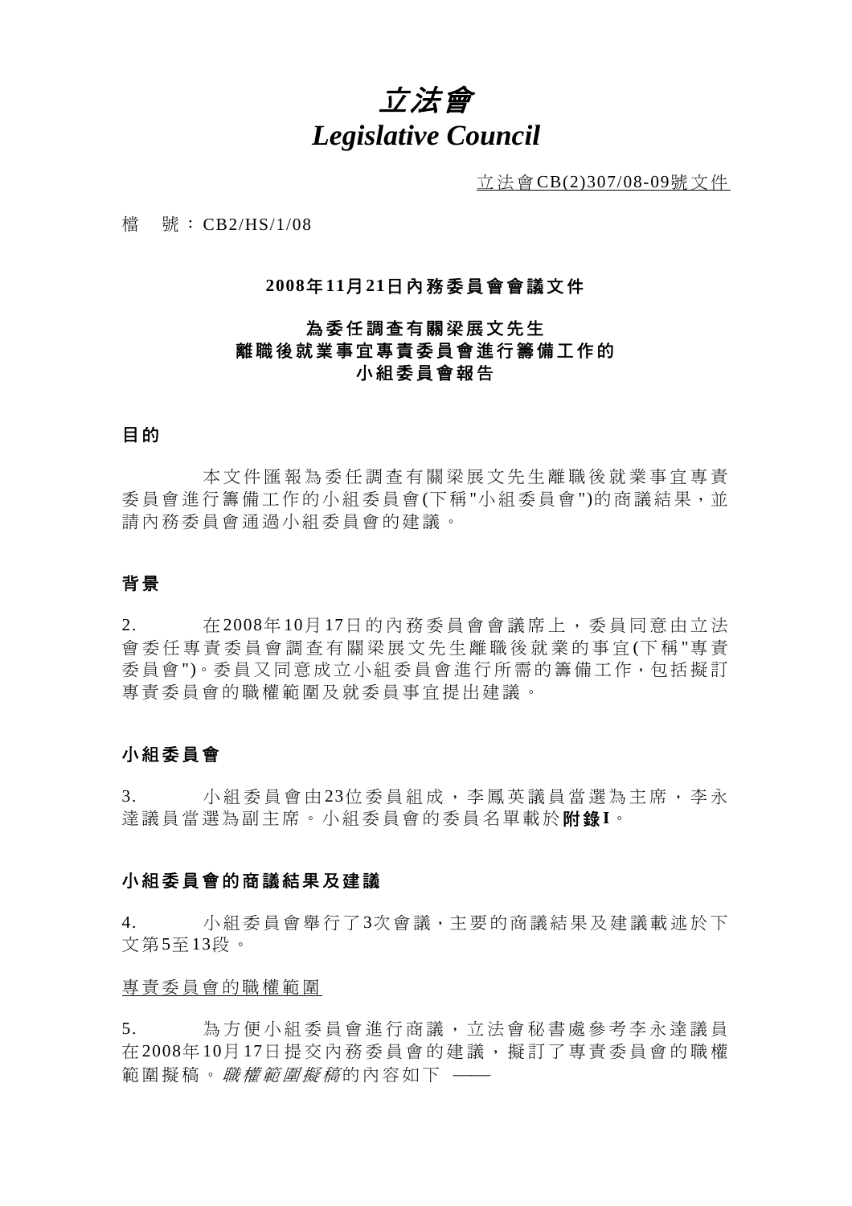# *立法會*
# *Legislative Council*

立法會CB(2)307/08-09號文件

檔 號：CB2/HS/1/08

**2008年11月21日內務委員會會議文件**

**為委任調查有關梁展文先生離職後就業事宜專責委員會進行籌備工作的小組委員會報告**

## 目的

本文件匯報為委任調查有關梁展文先生離職後就業事宜專責委員會進行籌備工作的小組委員會(下稱"小組委員會")的商議結果，並請內務委員會通過小組委員會的建議。

## 背景

2. 在2008年10月17日的內務委員會會議席上，委員同意由立法會委任專責委員會調查有關梁展文先生離職後就業的事宜(下稱"專責委員會")。委員又同意成立小組委員會進行所需的籌備工作，包括擬訂專責委員會的職權範圍及就委員事宜提出建議。

## 小組委員會

3. 小組委員會由23位委員組成，李鳳英議員當選為主席，李永達議員當選為副主席。小組委員會的委員名單載於**附錄I**。

## 小組委員會的商議結果及建議

4. 小組委員會舉行了3次會議，主要的商議結果及建議載述於下文第5至13段。

專責委員會的職權範圍

5. 為方便小組委員會進行商議，立法會秘書處參考李永達議員在2008年10月17日提交內務委員會的建議，擬訂了專責委員會的職權範圍擬稿。*職權範圍擬稿*的內容如下 ——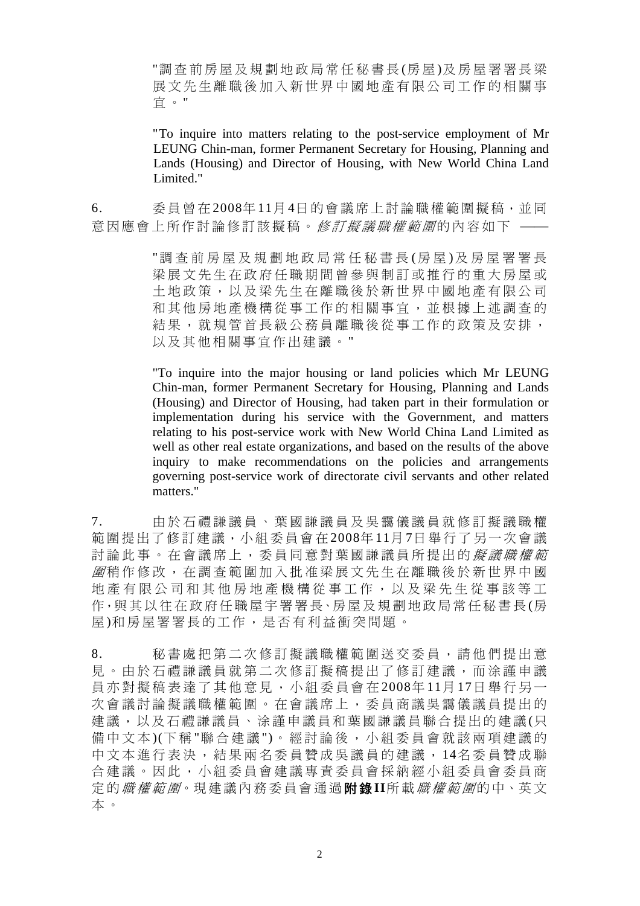> "調查前房屋及規劃地政局常任秘書長(房屋)及房屋署署長梁展文先生離職後加入新世界中國地產有限公司工作的相關事宜。"
>
> "To inquire into matters relating to the post-service employment of Mr LEUNG Chin-man, former Permanent Secretary for Housing, Planning and Lands (Housing) and Director of Housing, with New World China Land Limited."

6. 委員曾在2008年11月4日的會議席上討論職權範圍擬稿，並同意因應會上所作討論修訂該擬稿。*修訂擬議職權範圍*的內容如下 ——

> "調查前房屋及規劃地政局常任秘書長(房屋)及房屋署署長梁展文先生在政府任職期間曾參與制訂或推行的重大房屋或土地政策，以及梁先生在離職後於新世界中國地產有限公司和其他房地產機構從事工作的相關事宜，並根據上述調查的結果，就規管首長級公務員離職後從事工作的政策及安排，以及其他相關事宜作出建議。"
>
> "To inquire into the major housing or land policies which Mr LEUNG Chin-man, former Permanent Secretary for Housing, Planning and Lands (Housing) and Director of Housing, had taken part in their formulation or implementation during his service with the Government, and matters relating to his post-service work with New World China Land Limited as well as other real estate organizations, and based on the results of the above inquiry to make recommendations on the policies and arrangements governing post-service work of directorate civil servants and other related matters."

7. 由於石禮謙議員、葉國謙議員及吳靄儀議員就修訂擬議職權範圍提出了修訂建議，小組委員會在2008年11月7日舉行了另一次會議討論此事。在會議席上，委員同意對葉國謙議員所提出的*擬議職權範圍*稍作修改，在調查範圍加入批准梁展文先生在離職後於新世界中國地產有限公司和其他房地產機構從事工作，以及梁先生從事該等工作，與其以往在政府任職屋宇署署長、房屋及規劃地政局常任秘書長(房屋)和房屋署署長的工作，是否有利益衝突問題。

8. 秘書處把第二次修訂擬議職權範圍送交委員，請他們提出意見。由於石禮謙議員就第二次修訂擬稿提出了修訂建議，而涂謹申議員亦對擬稿表達了其他意見，小組委員會在2008年11月17日舉行另一次會議討論擬議職權範圍。在會議席上，委員商議吳靄儀議員提出的建議，以及石禮謙議員、涂謹申議員和葉國謙議員聯合提出的建議(只備中文本)(下稱"聯合建議")。經討論後，小組委員會就該兩項建議的中文本進行表決，結果兩名委員贊成吳議員的建議，14名委員贊成聯合建議。因此，小組委員會建議專責委員會採納經小組委員會委員商定的*職權範圍*。現建議內務委員會通過**附錄II**所載*職權範圍*的中、英文本。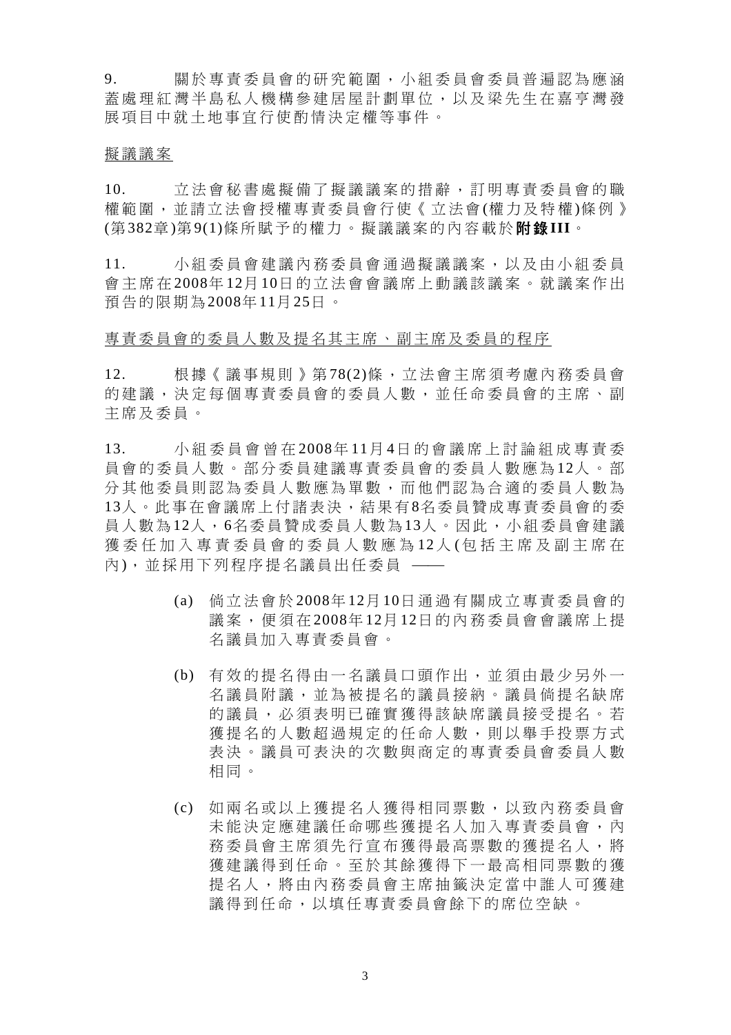9. 關於專責委員會的研究範圍，小組委員會委員普遍認為應涵蓋處理紅灣半島私人機構參建居屋計劃單位，以及梁先生在嘉亨灣發展項目中就土地事宜行使酌情決定權等事件。

擬議議案

10. 立法會秘書處擬備了擬議議案的措辭，訂明專責委員會的職權範圍，並請立法會授權專責委員會行使《立法會(權力及特權)條例》(第382章)第9(1)條所賦予的權力。擬議議案的內容載於**附錄III**。

11. 小組委員會建議內務委員會通過擬議議案，以及由小組委員會主席在2008年12月10日的立法會會議席上動議該議案。就議案作出預告的限期為2008年11月25日。

專責委員會的委員人數及提名其主席、副主席及委員的程序

12. 根據《議事規則》第78(2)條，立法會主席須考慮內務委員會的建議，決定每個專責委員會的委員人數，並任命委員會的主席、副主席及委員。

13. 小組委員會曾在2008年11月4日的會議席上討論組成專責委員會的委員人數。部分委員建議專責委員會的委員人數應為12人。部分其他委員則認為委員人數應為單數，而他們認為合適的委員人數為13人。此事在會議席上付諸表決，結果有8名委員贊成專責委員會的委員人數為12人，6名委員贊成委員人數為13人。因此，小組委員會建議獲委任加入專責委員會的委員人數應為12人(包括主席及副主席在內)，並採用下列程序提名議員出任委員 ——

(a) 倘立法會於2008年12月10日通過有關成立專責委員會的議案，便須在2008年12月12日的內務委員會會議席上提名議員加入專責委員會。

(b) 有效的提名得由一名議員口頭作出，並須由最少另外一名議員附議，並為被提名的議員接納。議員倘提名缺席的議員，必須表明已確實獲得該缺席議員接受提名。若獲提名的人數超過規定的任命人數，則以舉手投票方式表決。議員可表決的次數與商定的專責委員會委員人數相同。

(c) 如兩名或以上獲提名人獲得相同票數，以致內務委員會未能決定應建議任命哪些獲提名人加入專責委員會，內務委員會主席須先行宣布獲得最高票數的獲提名人，將獲建議得到任命。至於其餘獲得下一最高相同票數的獲提名人，將由內務委員會主席抽籤決定當中誰人可獲建議得到任命，以填任專責委員會餘下的席位空缺。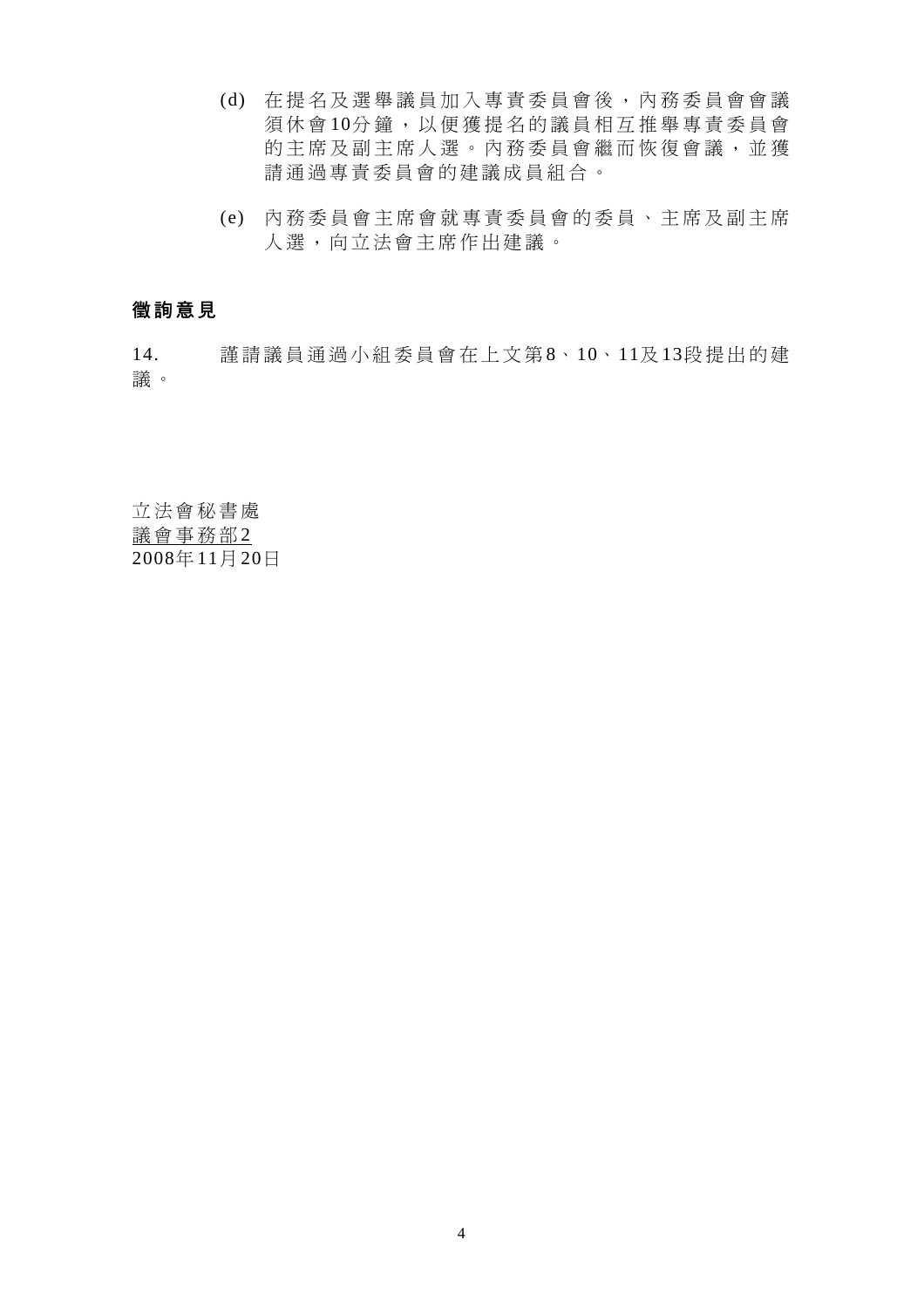(d) 在提名及選舉議員加入專責委員會後，內務委員會會議須休會10分鐘，以便獲提名的議員相互推舉專責委員會的主席及副主席人選。內務委員會繼而恢復會議，並獲請通過專責委員會的建議成員組合。

(e) 內務委員會主席會就專責委員會的委員、主席及副主席人選，向立法會主席作出建議。

## 徵詢意見

14. 謹請議員通過小組委員會在上文第8、10、11及13段提出的建議。

立法會秘書處
<u>議會事務部2</u>
2008年11月20日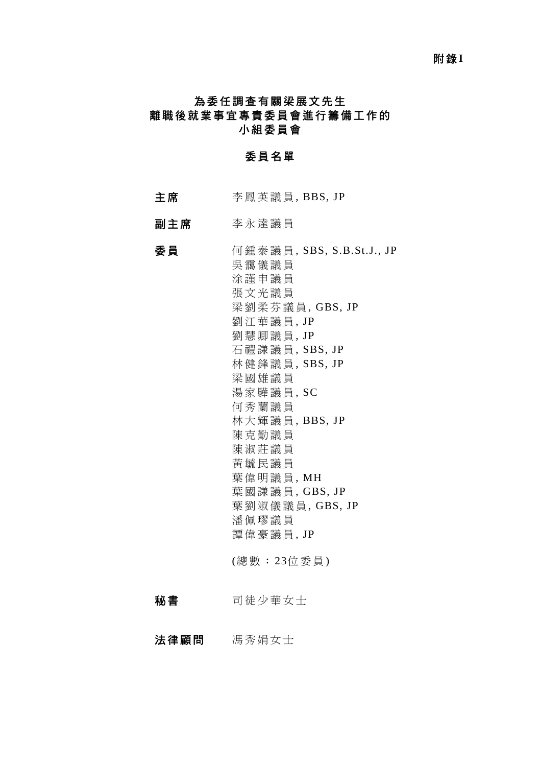**附錄I**

# 為委任調查有關梁展文先生離職後就業事宜專責委員會進行籌備工作的小組委員會

## 委員名單

**主席** 李鳳英議員, BBS, JP

**副主席** 李永達議員

**委員** 何鍾泰議員, SBS, S.B.St.J., JP
吳靄儀議員
涂謹申議員
張文光議員
梁劉柔芬議員, GBS, JP
劉江華議員, JP
劉慧卿議員, JP
石禮謙議員, SBS, JP
林健鋒議員, SBS, JP
梁國雄議員
湯家驊議員, SC
何秀蘭議員
林大輝議員, BBS, JP
陳克勤議員
陳淑莊議員
黃毓民議員
葉偉明議員, MH
葉國謙議員, GBS, JP
葉劉淑儀議員, GBS, JP
潘佩璆議員
譚偉豪議員, JP

(總數：23位委員)

**秘書** 司徒少華女士

**法律顧問** 馮秀娟女士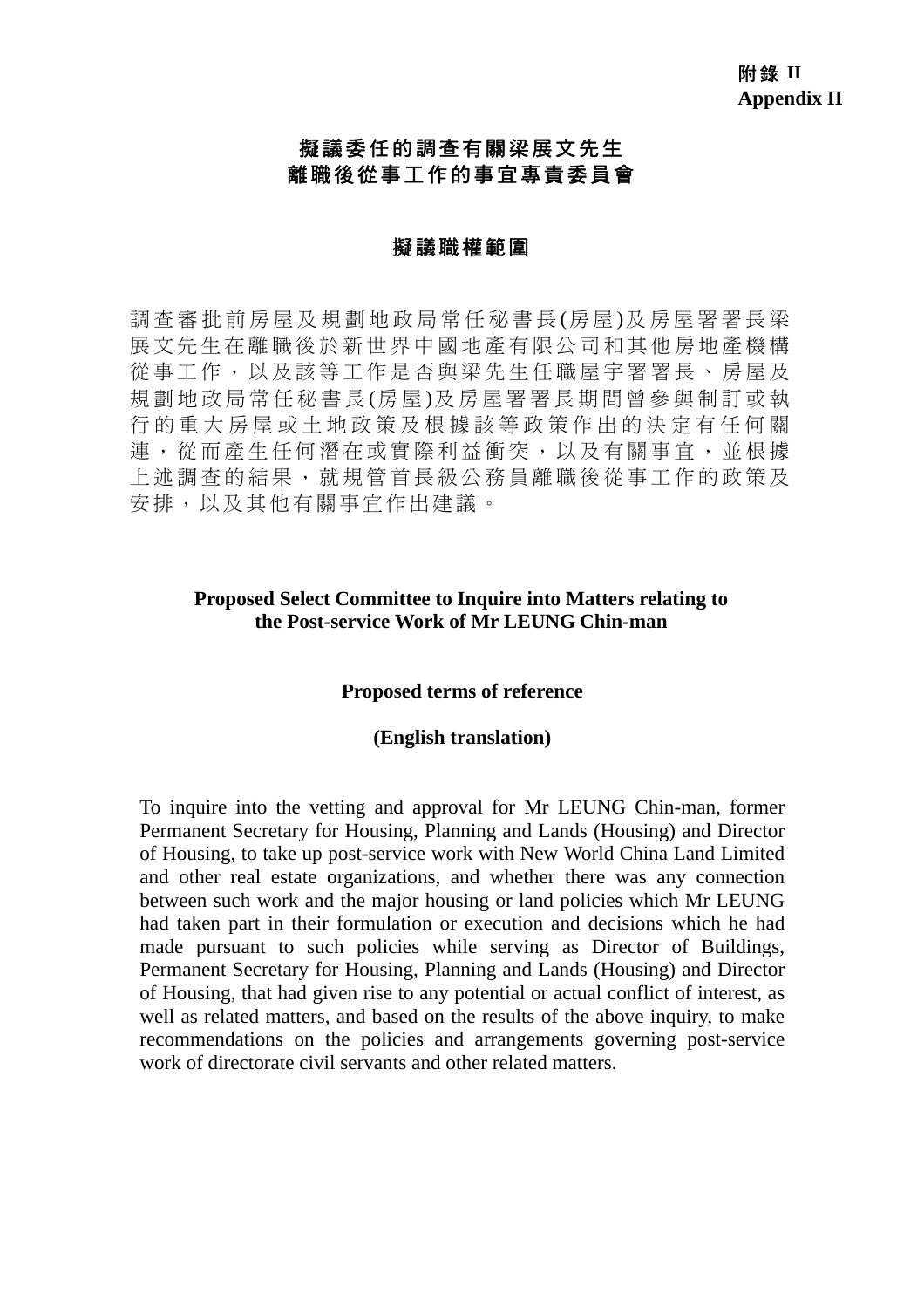**附錄 II**
**Appendix II**

# 擬議委任的調查有關梁展文先生離職後從事工作的事宜專責委員會

## 擬議職權範圍

調查審批前房屋及規劃地政局常任秘書長(房屋)及房屋署署長梁展文先生在離職後於新世界中國地產有限公司和其他房地產機構從事工作，以及該等工作是否與梁先生任職屋宇署署長、房屋及規劃地政局常任秘書長(房屋)及房屋署署長期間曾參與制訂或執行的重大房屋或土地政策及根據該等政策作出的決定有任何關連，從而產生任何潛在或實際利益衝突，以及有關事宜，並根據上述調查的結果，就規管首長級公務員離職後從事工作的政策及安排，以及其他有關事宜作出建議。

# Proposed Select Committee to Inquire into Matters relating to the Post-service Work of Mr LEUNG Chin-man

## Proposed terms of reference

**(English translation)**

To inquire into the vetting and approval for Mr LEUNG Chin-man, former Permanent Secretary for Housing, Planning and Lands (Housing) and Director of Housing, to take up post-service work with New World China Land Limited and other real estate organizations, and whether there was any connection between such work and the major housing or land policies which Mr LEUNG had taken part in their formulation or execution and decisions which he had made pursuant to such policies while serving as Director of Buildings, Permanent Secretary for Housing, Planning and Lands (Housing) and Director of Housing, that had given rise to any potential or actual conflict of interest, as well as related matters, and based on the results of the above inquiry, to make recommendations on the policies and arrangements governing post-service work of directorate civil servants and other related matters.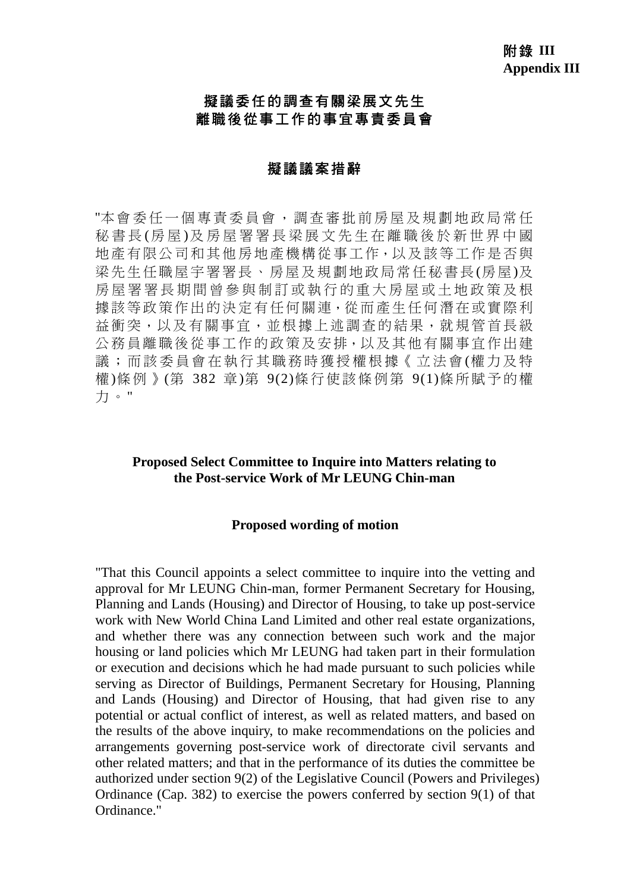**附錄 III**
**Appendix III**

# 擬議委任的調查有關梁展文先生離職後從事工作的事宜專責委員會

## 擬議議案措辭

"本會委任一個專責委員會，調查審批前房屋及規劃地政局常任秘書長(房屋)及房屋署署長梁展文先生在離職後於新世界中國地產有限公司和其他房地產機構從事工作，以及該等工作是否與梁先生任職屋宇署署長、房屋及規劃地政局常任秘書長(房屋)及房屋署署長期間曾參與制訂或執行的重大房屋或土地政策及根據該等政策作出的決定有任何關連，從而產生任何潛在或實際利益衝突，以及有關事宜，並根據上述調查的結果，就規管首長級公務員離職後從事工作的政策及安排，以及其他有關事宜作出建議；而該委員會在執行其職務時獲授權根據《立法會(權力及特權)條例》(第 382 章)第 9(2)條行使該條例第 9(1)條所賦予的權力。"

# Proposed Select Committee to Inquire into Matters relating to the Post-service Work of Mr LEUNG Chin-man

## Proposed wording of motion

"That this Council appoints a select committee to inquire into the vetting and approval for Mr LEUNG Chin-man, former Permanent Secretary for Housing, Planning and Lands (Housing) and Director of Housing, to take up post-service work with New World China Land Limited and other real estate organizations, and whether there was any connection between such work and the major housing or land policies which Mr LEUNG had taken part in their formulation or execution and decisions which he had made pursuant to such policies while serving as Director of Buildings, Permanent Secretary for Housing, Planning and Lands (Housing) and Director of Housing, that had given rise to any potential or actual conflict of interest, as well as related matters, and based on the results of the above inquiry, to make recommendations on the policies and arrangements governing post-service work of directorate civil servants and other related matters; and that in the performance of its duties the committee be authorized under section 9(2) of the Legislative Council (Powers and Privileges) Ordinance (Cap. 382) to exercise the powers conferred by section 9(1) of that Ordinance."